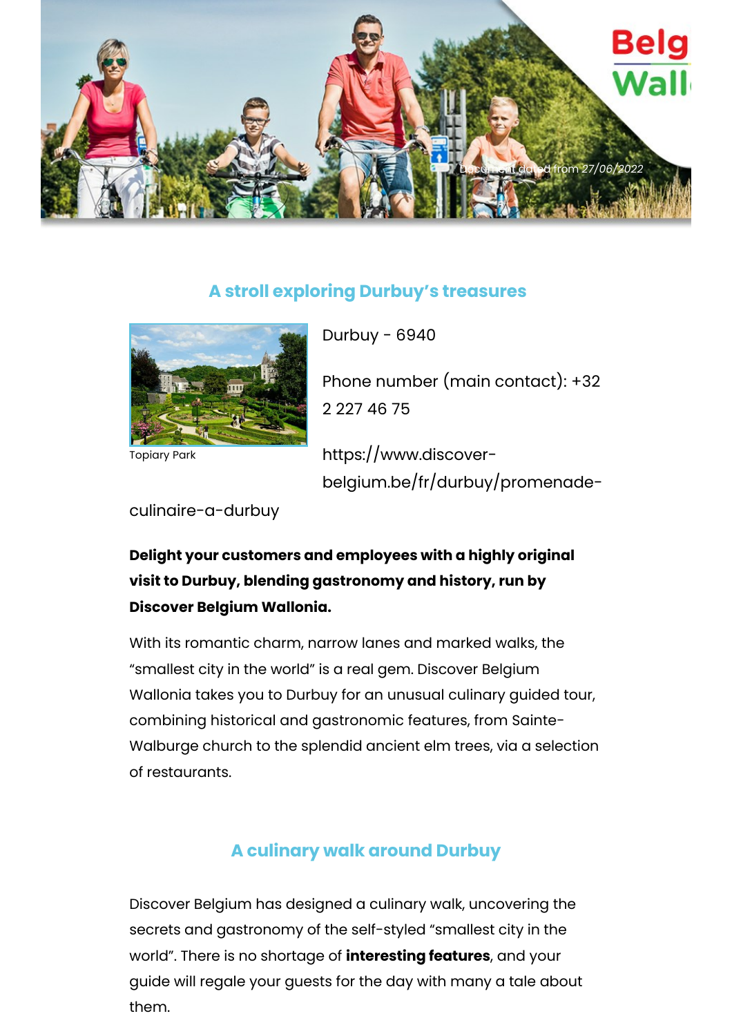Document dated from 27/06/2022

## A stroll exploring Durbuy's treasures

Topiary Park

Durbuy - 6940

Phone number (main contact): +32 2 227 46 75

https://www.discover-belgium.be/fr/durbuy/promenade-culinaire-a-durbuy

**Delight your customers and employees with a highly original visit to Durbuy, blending gastronomy and history, run by Discover Belgium Wallonia.**

With its romantic charm, narrow lanes and marked walks, the "smallest city in the world" is a real gem. Discover Belgium Wallonia takes you to Durbuy for an unusual culinary guided tour, combining historical and gastronomic features, from Sainte-Walburge church to the splendid ancient elm trees, via a selection of restaurants.

## A culinary walk around Durbuy

Discover Belgium has designed a culinary walk, uncovering the secrets and gastronomy of the self-styled "smallest city in the world". There is no shortage of **interesting features**, and your guide will regale your guests for the day with many a tale about them.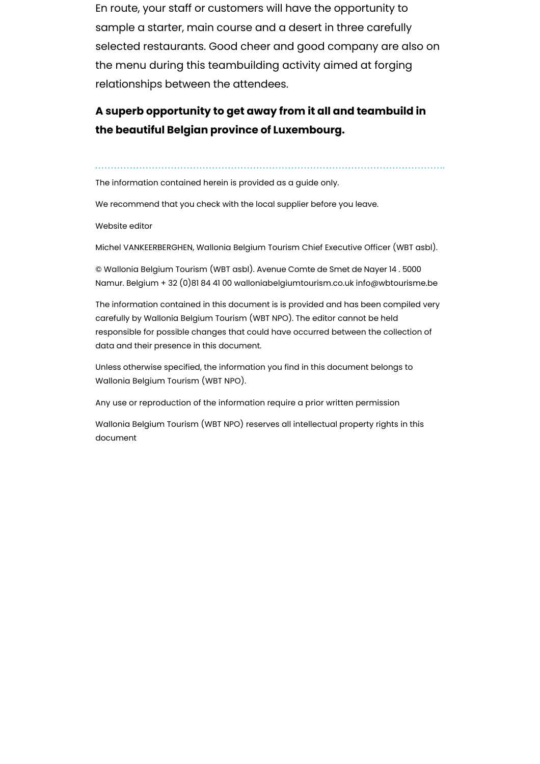En route, your staff or customers will have the opportunity to sample a starter, main course and a desert in three carefully selected restaurants. Good cheer and good company are also on the menu during this teambuilding activity aimed at forging relationships between the attendees.

**A superb opportunity to get away from it all and teambuild in the beautiful Belgian province of Luxembourg.**

---

The information contained herein is provided as a guide only.

We recommend that you check with the local supplier before you leave.

Website editor

Michel VANKEERBERGHEN, Wallonia Belgium Tourism Chief Executive Officer (WBT asbl).

© Wallonia Belgium Tourism (WBT asbl). Avenue Comte de Smet de Nayer 14 . 5000 Namur. Belgium + 32 (0)81 84 41 00 walloniabelgiumtourism.co.uk info@wbtourisme.be

The information contained in this document is is provided and has been compiled very carefully by Wallonia Belgium Tourism (WBT NPO). The editor cannot be held responsible for possible changes that could have occurred between the collection of data and their presence in this document.

Unless otherwise specified, the information you find in this document belongs to Wallonia Belgium Tourism (WBT NPO).

Any use or reproduction of the information require a prior written permission

Wallonia Belgium Tourism (WBT NPO) reserves all intellectual property rights in this document